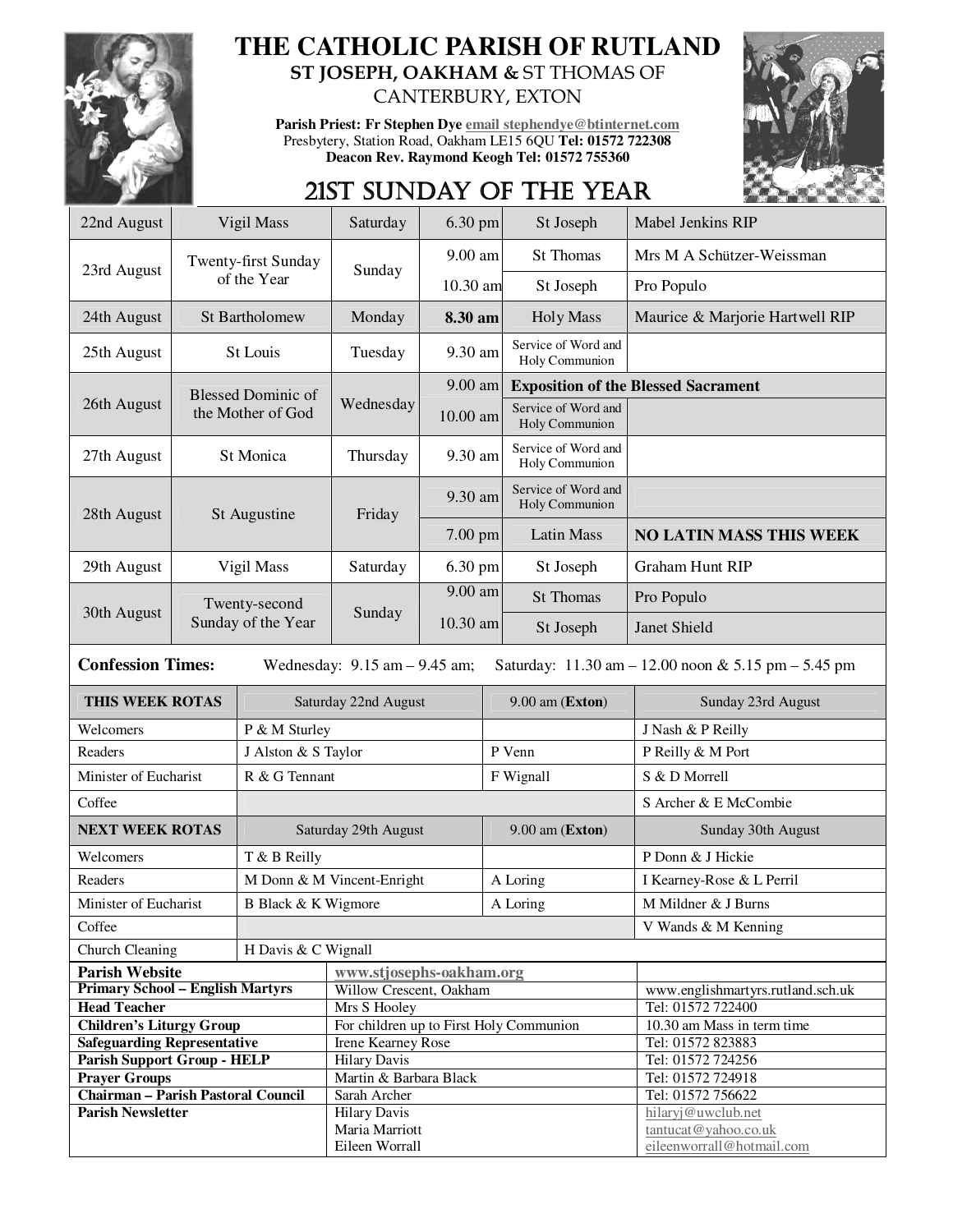# THE CATHOLIC PARISH OF RUTLAND

## ST JOSEPH, OAKHAM & ST THOMAS OF CANTERBURY, EXTON

**Parish Priest: Fr Stephen Dye** email stephendye@btinternet.com
Presbytery, Station Road, Oakham LE15 6QU **Tel: 01572 722308**
**Deacon Rev. Raymond Keogh Tel: 01572 755360**

## 21ST SUNDAY OF THE YEAR

| Date | Feast | Day | Time | Service / Church | Intention |
|---|---|---|---|---|---|
| 22nd August | Vigil Mass | Saturday | 6.30 pm | St Joseph | Mabel Jenkins RIP |
| 23rd August | Twenty-first Sunday of the Year | Sunday | 9.00 am | St Thomas | Mrs M A Schützer-Weissman |
| | | | 10.30 am | St Joseph | Pro Populo |
| 24th August | St Bartholomew | Monday | **8.30 am** | Holy Mass | Maurice & Marjorie Hartwell RIP |
| 25th August | St Louis | Tuesday | 9.30 am | Service of Word and Holy Communion | |
| 26th August | Blessed Dominic of the Mother of God | Wednesday | 9.00 am | **Exposition of the Blessed Sacrament** | |
| | | | 10.00 am | Service of Word and Holy Communion | |
| 27th August | St Monica | Thursday | 9.30 am | Service of Word and Holy Communion | |
| 28th August | St Augustine | Friday | 9.30 am | Service of Word and Holy Communion | |
| | | | 7.00 pm | Latin Mass | **NO LATIN MASS THIS WEEK** |
| 29th August | Vigil Mass | Saturday | 6.30 pm | St Joseph | Graham Hunt RIP |
| 30th August | Twenty-second Sunday of the Year | Sunday | 9.00 am | St Thomas | Pro Populo |
| | | | 10.30 am | St Joseph | Janet Shield |

**Confession Times:** Wednesday: 9.15 am – 9.45 am; Saturday: 11.30 am – 12.00 noon & 5.15 pm – 5.45 pm

| **THIS WEEK ROTAS** | Saturday 22nd August | 9.00 am (**Exton**) | Sunday 23rd August |
|---|---|---|---|
| Welcomers | P & M Sturley | | J Nash & P Reilly |
| Readers | J Alston & S Taylor | P Venn | P Reilly & M Port |
| Minister of Eucharist | R & G Tennant | F Wignall | S & D Morrell |
| Coffee | | | S Archer & E McCombie |
| **NEXT WEEK ROTAS** | Saturday 29th August | 9.00 am (**Exton**) | Sunday 30th August |
| Welcomers | T & B Reilly | | P Donn & J Hickie |
| Readers | M Donn & M Vincent-Enright | A Loring | I Kearney-Rose & L Perril |
| Minister of Eucharist | B Black & K Wigmore | A Loring | M Mildner & J Burns |
| Coffee | | | V Wands & M Kenning |
| Church Cleaning | H Davis & C Wignall | | |

| | | |
|---|---|---|
| **Parish Website** | www.stjosephs-oakham.org | |
| **Primary School – English Martyrs** | Willow Crescent, Oakham | www.englishmartyrs.rutland.sch.uk |
| **Head Teacher** | Mrs S Hooley | Tel: 01572 722400 |
| **Children's Liturgy Group** | For children up to First Holy Communion | 10.30 am Mass in term time |
| **Safeguarding Representative** | Irene Kearney Rose | Tel: 01572 823883 |
| **Parish Support Group - HELP** | Hilary Davis | Tel: 01572 724256 |
| **Prayer Groups** | Martin & Barbara Black | Tel: 01572 724918 |
| **Chairman – Parish Pastoral Council** | Sarah Archer | Tel: 01572 756622 |
| **Parish Newsletter** | Hilary Davis<br>Maria Marriott<br>Eileen Worrall | hilaryj@uwclub.net<br>tantucat@yahoo.co.uk<br>eileenworrall@hotmail.com |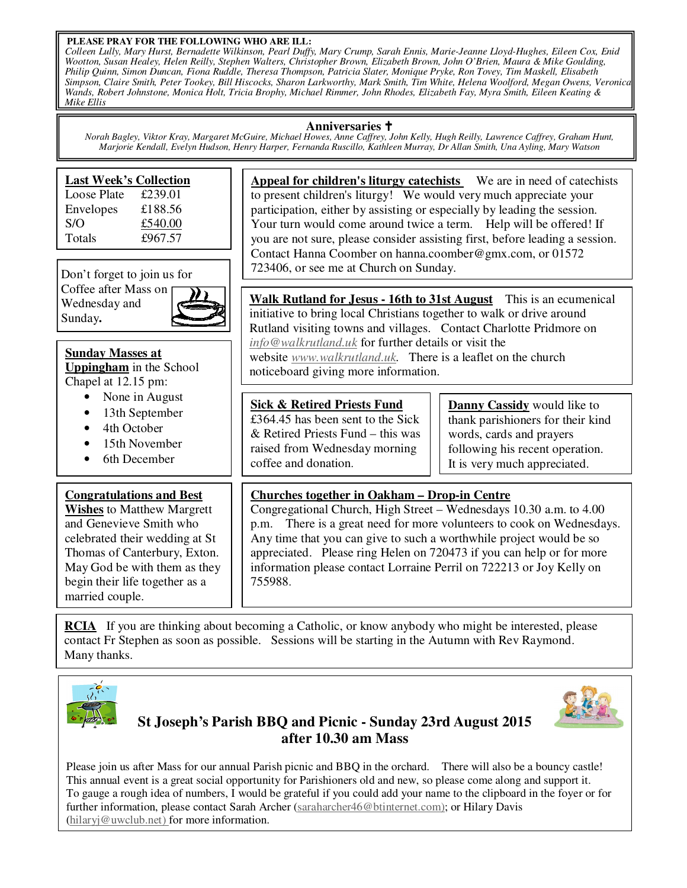**PLEASE PRAY FOR THE FOLLOWING WHO ARE ILL:**
*Colleen Lully, Mary Hurst, Bernadette Wilkinson, Pearl Duffy, Mary Crump, Sarah Ennis, Marie-Jeanne Lloyd-Hughes, Eileen Cox, Enid Wootton, Susan Healey, Helen Reilly, Stephen Walters, Christopher Brown, Elizabeth Brown, John O'Brien, Maura & Mike Goulding, Philip Quinn, Simon Duncan, Fiona Ruddle, Theresa Thompson, Patricia Slater, Monique Pryke, Ron Tovey, Tim Maskell, Elisabeth Simpson, Claire Smith, Peter Tookey, Bill Hiscocks, Sharon Larkworthy, Mark Smith, Tim White, Helena Woolford, Megan Owens, Veronica Wands, Robert Johnstone, Monica Holt, Tricia Brophy, Michael Rimmer, John Rhodes, Elizabeth Fay, Myra Smith, Eileen Keating & Mike Ellis*

**Anniversaries ✝**
*Norah Bagley, Viktor Kray, Margaret McGuire, Michael Howes, Anne Caffrey, John Kelly, Hugh Reilly, Lawrence Caffrey, Graham Hunt, Marjorie Kendall, Evelyn Hudson, Henry Harper, Fernanda Ruscillo, Kathleen Murray, Dr Allan Smith, Una Ayling, Mary Watson*

**Last Week's Collection**

| | |
|---|---|
| Loose Plate | £239.01 |
| Envelopes | £188.56 |
| S/O | £540.00 |
| Totals | £967.57 |

Don't forget to join us for Coffee after Mass on Wednesday and Sunday**.**

**Sunday Masses at Uppingham** in the School Chapel at 12.15 pm:

- None in August
- 13th September
- 4th October
- 15th November
- 6th December

**Congratulations and Best Wishes** to Matthew Margrett and Genevieve Smith who celebrated their wedding at St Thomas of Canterbury, Exton. May God be with them as they begin their life together as a married couple.

**Appeal for children's liturgy catechists** We are in need of catechists to present children's liturgy! We would very much appreciate your participation, either by assisting or especially by leading the session. Your turn would come around twice a term. Help will be offered! If you are not sure, please consider assisting first, before leading a session. Contact Hanna Coomber on hanna.coomber@gmx.com, or 01572 723406, or see me at Church on Sunday.

**Walk Rutland for Jesus - 16th to 31st August** This is an ecumenical initiative to bring local Christians together to walk or drive around Rutland visiting towns and villages. Contact Charlotte Pridmore on *info@walkrutland.uk* for further details or visit the website *www.walkrutland.uk*. There is a leaflet on the church noticeboard giving more information.

**Sick & Retired Priests Fund** £364.45 has been sent to the Sick & Retired Priests Fund – this was raised from Wednesday morning coffee and donation.

**Danny Cassidy** would like to thank parishioners for their kind words, cards and prayers following his recent operation. It is very much appreciated.

**Churches together in Oakham – Drop-in Centre**
Congregational Church, High Street – Wednesdays 10.30 a.m. to 4.00 p.m. There is a great need for more volunteers to cook on Wednesdays. Any time that you can give to such a worthwhile project would be so appreciated. Please ring Helen on 720473 if you can help or for more information please contact Lorraine Perril on 722213 or Joy Kelly on 755988.

**RCIA** If you are thinking about becoming a Catholic, or know anybody who might be interested, please contact Fr Stephen as soon as possible. Sessions will be starting in the Autumn with Rev Raymond. Many thanks.

## St Joseph's Parish BBQ and Picnic - Sunday 23rd August 2015 after 10.30 am Mass

Please join us after Mass for our annual Parish picnic and BBQ in the orchard. There will also be a bouncy castle! This annual event is a great social opportunity for Parishioners old and new, so please come along and support it. To gauge a rough idea of numbers, I would be grateful if you could add your name to the clipboard in the foyer or for further information, please contact Sarah Archer (sarahatcher46@btinternet.com); or Hilary Davis (hilaryj@uwclub.net) for more information.